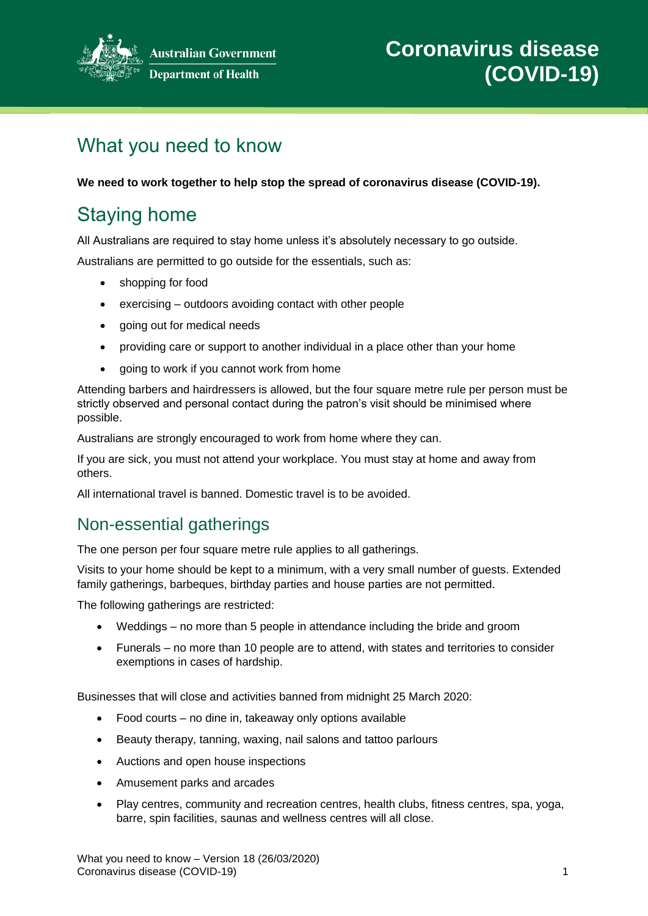Australian Government
Department of Health

# Coronavirus disease (COVID-19)

## What you need to know

**We need to work together to help stop the spread of coronavirus disease (COVID-19).**

## Staying home

All Australians are required to stay home unless it's absolutely necessary to go outside.

Australians are permitted to go outside for the essentials, such as:

- shopping for food
- exercising – outdoors avoiding contact with other people
- going out for medical needs
- providing care or support to another individual in a place other than your home
- going to work if you cannot work from home

Attending barbers and hairdressers is allowed, but the four square metre rule per person must be strictly observed and personal contact during the patron's visit should be minimised where possible.

Australians are strongly encouraged to work from home where they can.

If you are sick, you must not attend your workplace. You must stay at home and away from others.

All international travel is banned. Domestic travel is to be avoided.

### Non-essential gatherings

The one person per four square metre rule applies to all gatherings.

Visits to your home should be kept to a minimum, with a very small number of guests. Extended family gatherings, barbeques, birthday parties and house parties are not permitted.

The following gatherings are restricted:

- Weddings – no more than 5 people in attendance including the bride and groom
- Funerals – no more than 10 people are to attend, with states and territories to consider exemptions in cases of hardship.

Businesses that will close and activities banned from midnight 25 March 2020:

- Food courts – no dine in, takeaway only options available
- Beauty therapy, tanning, waxing, nail salons and tattoo parlours
- Auctions and open house inspections
- Amusement parks and arcades
- Play centres, community and recreation centres, health clubs, fitness centres, spa, yoga, barre, spin facilities, saunas and wellness centres will all close.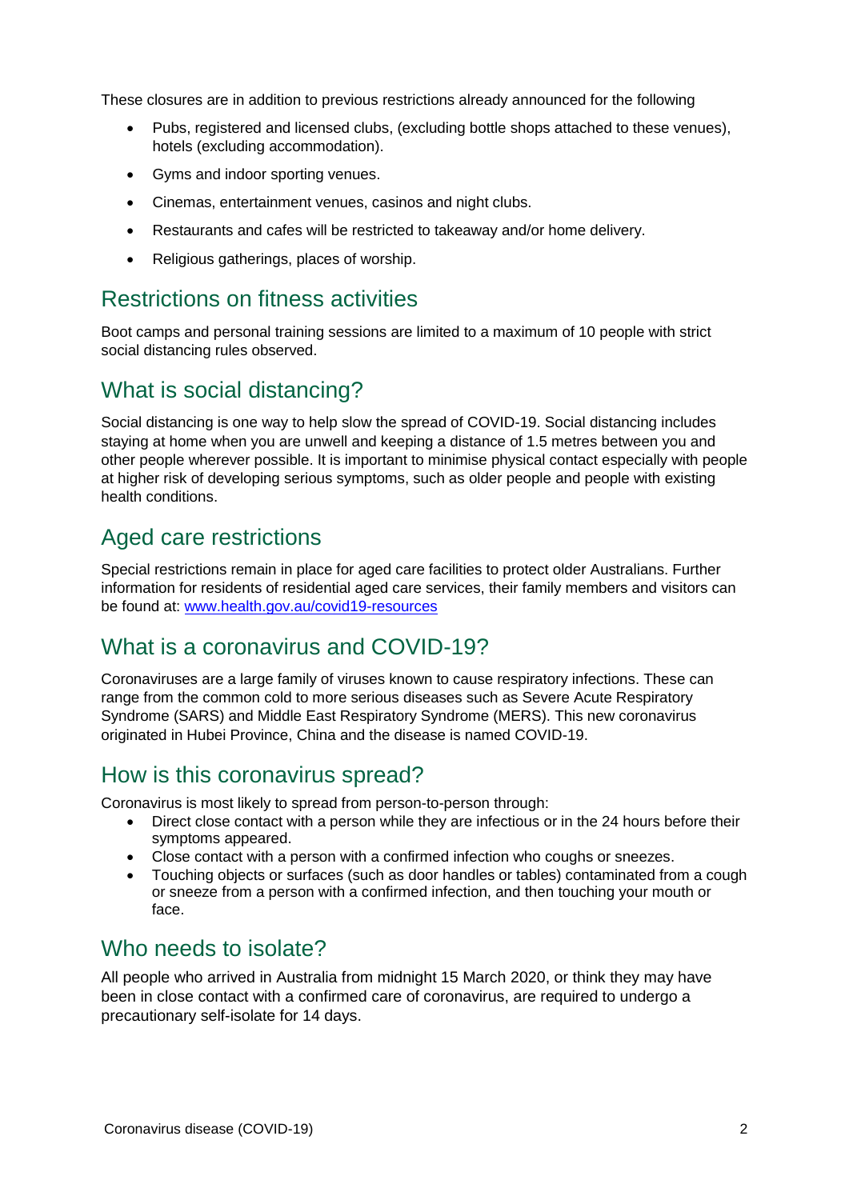These closures are in addition to previous restrictions already announced for the following

- Pubs, registered and licensed clubs, (excluding bottle shops attached to these venues), hotels (excluding accommodation).
- Gyms and indoor sporting venues.
- Cinemas, entertainment venues, casinos and night clubs.
- Restaurants and cafes will be restricted to takeaway and/or home delivery.
- Religious gatherings, places of worship.

## Restrictions on fitness activities

Boot camps and personal training sessions are limited to a maximum of 10 people with strict social distancing rules observed.

## What is social distancing?

Social distancing is one way to help slow the spread of COVID-19. Social distancing includes staying at home when you are unwell and keeping a distance of 1.5 metres between you and other people wherever possible. It is important to minimise physical contact especially with people at higher risk of developing serious symptoms, such as older people and people with existing health conditions.

## Aged care restrictions

Special restrictions remain in place for aged care facilities to protect older Australians. Further information for residents of residential aged care services, their family members and visitors can be found at: [www.health.gov.au/covid19-resources](www.health.gov.au/covid19-resources)

## What is a coronavirus and COVID-19?

Coronaviruses are a large family of viruses known to cause respiratory infections. These can range from the common cold to more serious diseases such as Severe Acute Respiratory Syndrome (SARS) and Middle East Respiratory Syndrome (MERS). This new coronavirus originated in Hubei Province, China and the disease is named COVID-19.

## How is this coronavirus spread?

Coronavirus is most likely to spread from person-to-person through:

- Direct close contact with a person while they are infectious or in the 24 hours before their symptoms appeared.
- Close contact with a person with a confirmed infection who coughs or sneezes.
- Touching objects or surfaces (such as door handles or tables) contaminated from a cough or sneeze from a person with a confirmed infection, and then touching your mouth or face.

## Who needs to isolate?

All people who arrived in Australia from midnight 15 March 2020, or think they may have been in close contact with a confirmed care of coronavirus, are required to undergo a precautionary self-isolate for 14 days.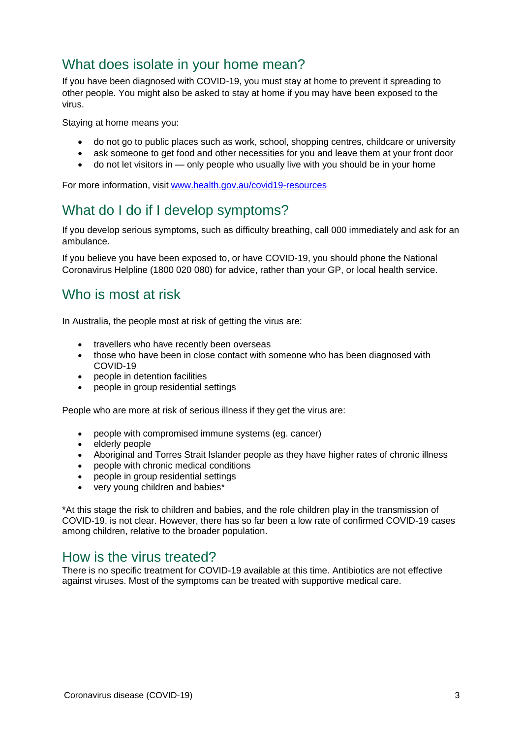## What does isolate in your home mean?

If you have been diagnosed with COVID-19, you must stay at home to prevent it spreading to other people. You might also be asked to stay at home if you may have been exposed to the virus.

Staying at home means you:

- do not go to public places such as work, school, shopping centres, childcare or university
- ask someone to get food and other necessities for you and leave them at your front door
- do not let visitors in — only people who usually live with you should be in your home

For more information, visit [www.health.gov.au/covid19-resources](http://www.health.gov.au/covid19-resources)

## What do I do if I develop symptoms?

If you develop serious symptoms, such as difficulty breathing, call 000 immediately and ask for an ambulance.

If you believe you have been exposed to, or have COVID-19, you should phone the National Coronavirus Helpline (1800 020 080) for advice, rather than your GP, or local health service.

## Who is most at risk

In Australia, the people most at risk of getting the virus are:

- travellers who have recently been overseas
- those who have been in close contact with someone who has been diagnosed with COVID-19
- people in detention facilities
- people in group residential settings

People who are more at risk of serious illness if they get the virus are:

- people with compromised immune systems (eg. cancer)
- elderly people
- Aboriginal and Torres Strait Islander people as they have higher rates of chronic illness
- people with chronic medical conditions
- people in group residential settings
- very young children and babies*

*At this stage the risk to children and babies, and the role children play in the transmission of COVID-19, is not clear. However, there has so far been a low rate of confirmed COVID-19 cases among children, relative to the broader population.

## How is the virus treated?

There is no specific treatment for COVID-19 available at this time. Antibiotics are not effective against viruses. Most of the symptoms can be treated with supportive medical care.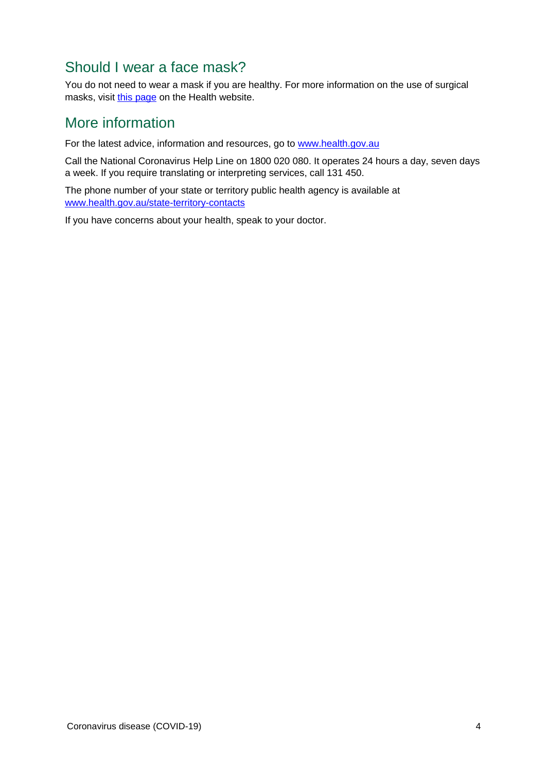## Should I wear a face mask?

You do not need to wear a mask if you are healthy. For more information on the use of surgical masks, visit this page on the Health website.

## More information

For the latest advice, information and resources, go to www.health.gov.au

Call the National Coronavirus Help Line on 1800 020 080. It operates 24 hours a day, seven days a week. If you require translating or interpreting services, call 131 450.

The phone number of your state or territory public health agency is available at www.health.gov.au/state-territory-contacts

If you have concerns about your health, speak to your doctor.